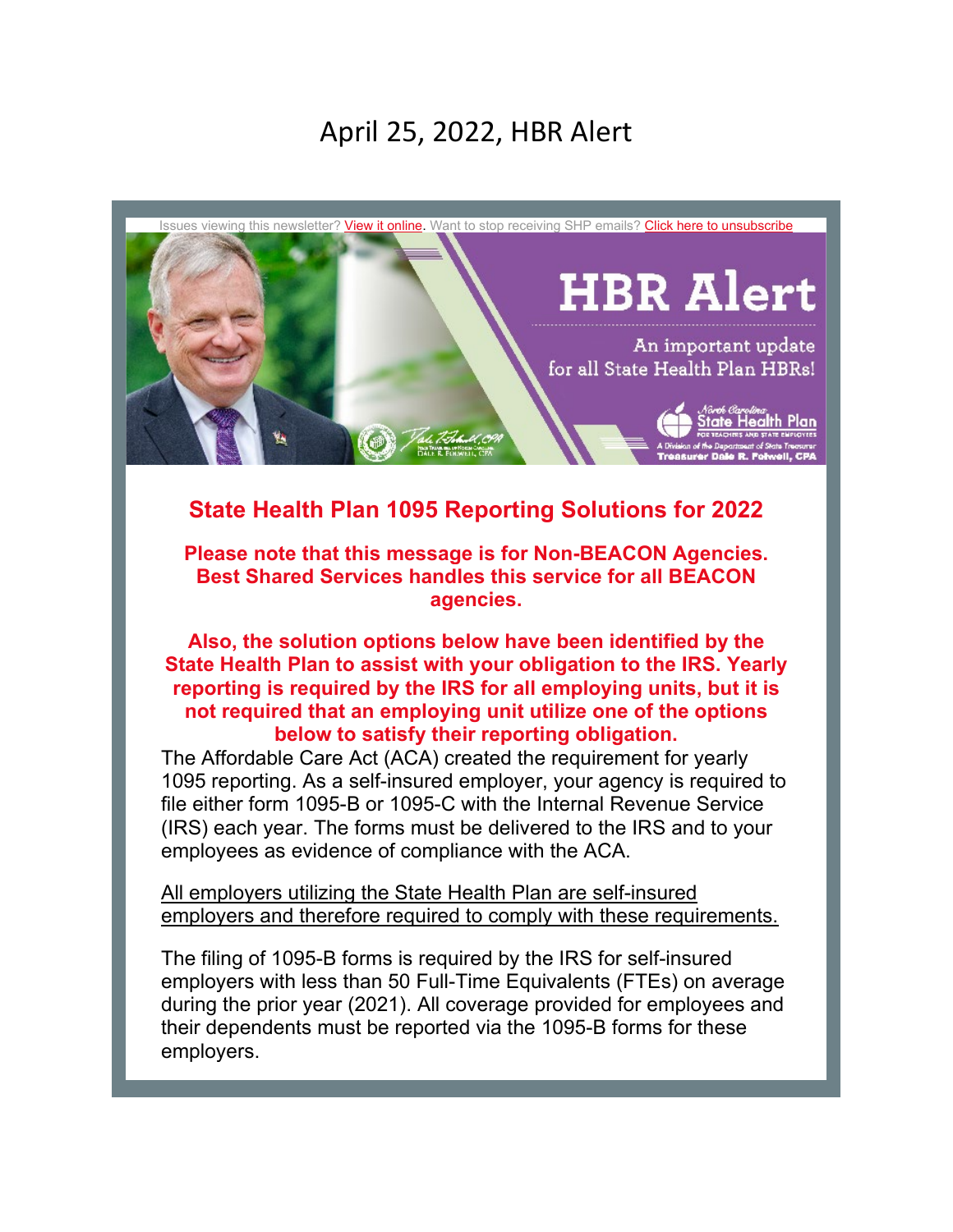# April 25, 2022, HBR Alert

Issues viewing this newsletter? View it online. Want to stop receiving SHP emails? Click here to unsubscribe

HBR Alert

An important update for all State Health Plan HBRs!

## State Health Plan 1095 Reporting Solutions for 2022

**Please note that this message is for Non-BEACON Agencies. Best Shared Services handles this service for all BEACON agencies.**

**Also, the solution options below have been identified by the State Health Plan to assist with your obligation to the IRS. Yearly reporting is required by the IRS for all employing units, but it is not required that an employing unit utilize one of the options below to satisfy their reporting obligation.**

The Affordable Care Act (ACA) created the requirement for yearly 1095 reporting. As a self-insured employer, your agency is required to file either form 1095-B or 1095-C with the Internal Revenue Service (IRS) each year. The forms must be delivered to the IRS and to your employees as evidence of compliance with the ACA.

<u>All employers utilizing the State Health Plan are self-insured employers and therefore required to comply with these requirements.</u>

The filing of 1095-B forms is required by the IRS for self-insured employers with less than 50 Full-Time Equivalents (FTEs) on average during the prior year (2021). All coverage provided for employees and their dependents must be reported via the 1095-B forms for these employers.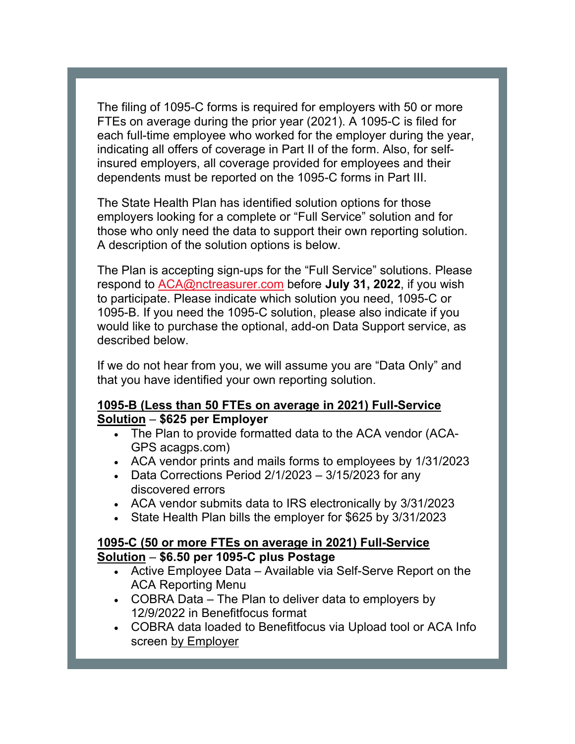The filing of 1095-C forms is required for employers with 50 or more FTEs on average during the prior year (2021). A 1095-C is filed for each full-time employee who worked for the employer during the year, indicating all offers of coverage in Part II of the form. Also, for self-insured employers, all coverage provided for employees and their dependents must be reported on the 1095-C forms in Part III.

The State Health Plan has identified solution options for those employers looking for a complete or "Full Service" solution and for those who only need the data to support their own reporting solution. A description of the solution options is below.

The Plan is accepting sign-ups for the "Full Service" solutions. Please respond to ACA@nctreasurer.com before **July 31, 2022**, if you wish to participate. Please indicate which solution you need, 1095-C or 1095-B. If you need the 1095-C solution, please also indicate if you would like to purchase the optional, add-on Data Support service, as described below.

If we do not hear from you, we will assume you are "Data Only" and that you have identified your own reporting solution.

**<u>1095-B (Less than 50 FTEs on average in 2021) Full-Service Solution</u> – $625 per Employer**

- The Plan to provide formatted data to the ACA vendor (ACA-GPS acagps.com)
- ACA vendor prints and mails forms to employees by 1/31/2023
- Data Corrections Period 2/1/2023 – 3/15/2023 for any discovered errors
- ACA vendor submits data to IRS electronically by 3/31/2023
- State Health Plan bills the employer for $625 by 3/31/2023

**<u>1095-C (50 or more FTEs on average in 2021) Full-Service Solution</u> – $6.50 per 1095-C plus Postage**

- Active Employee Data – Available via Self-Serve Report on the ACA Reporting Menu
- COBRA Data – The Plan to deliver data to employers by 12/9/2022 in Benefitfocus format
- COBRA data loaded to Benefitfocus via Upload tool or ACA Info screen <u>by Employer</u>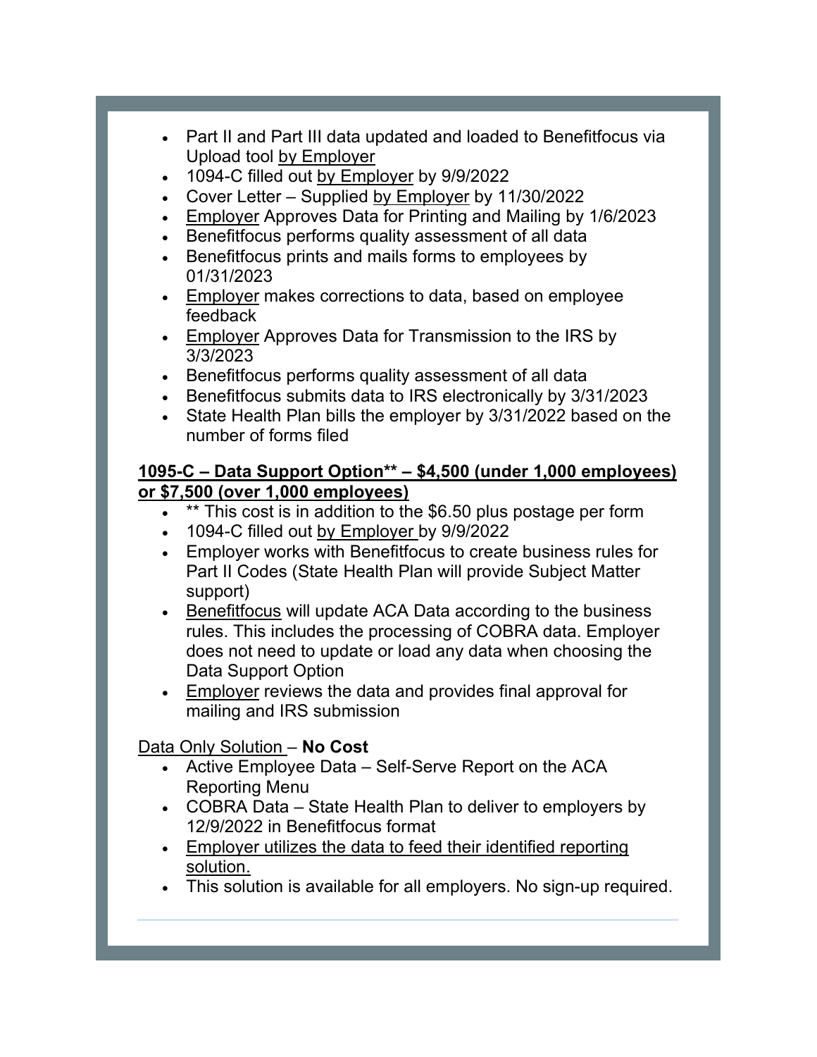- Part II and Part III data updated and loaded to Benefitfocus via Upload tool <u>by Employer</u>
- 1094-C filled out <u>by Employer</u> by 9/9/2022
- Cover Letter – Supplied <u>by Employer</u> by 11/30/2022
- <u>Employer</u> Approves Data for Printing and Mailing by 1/6/2023
- Benefitfocus performs quality assessment of all data
- Benefitfocus prints and mails forms to employees by 01/31/2023
- <u>Employer</u> makes corrections to data, based on employee feedback
- <u>Employer</u> Approves Data for Transmission to the IRS by 3/3/2023
- Benefitfocus performs quality assessment of all data
- Benefitfocus submits data to IRS electronically by 3/31/2023
- State Health Plan bills the employer by 3/31/2022 based on the number of forms filed

**<u>1095-C – Data Support Option** – $4,500 (under 1,000 employees) or $7,500 (over 1,000 employees)</u>**

- ** This cost is in addition to the $6.50 plus postage per form
- 1094-C filled out <u>by Employer</u> by 9/9/2022
- Employer works with Benefitfocus to create business rules for Part II Codes (State Health Plan will provide Subject Matter support)
- <u>Benefitfocus</u> will update ACA Data according to the business rules. This includes the processing of COBRA data. Employer does not need to update or load any data when choosing the Data Support Option
- <u>Employer</u> reviews the data and provides final approval for mailing and IRS submission

<u>Data Only Solution</u> – **No Cost**

- Active Employee Data – Self-Serve Report on the ACA Reporting Menu
- COBRA Data – State Health Plan to deliver to employers by 12/9/2022 in Benefitfocus format
- <u>Employer utilizes the data to feed their identified reporting solution.</u>
- This solution is available for all employers. No sign-up required.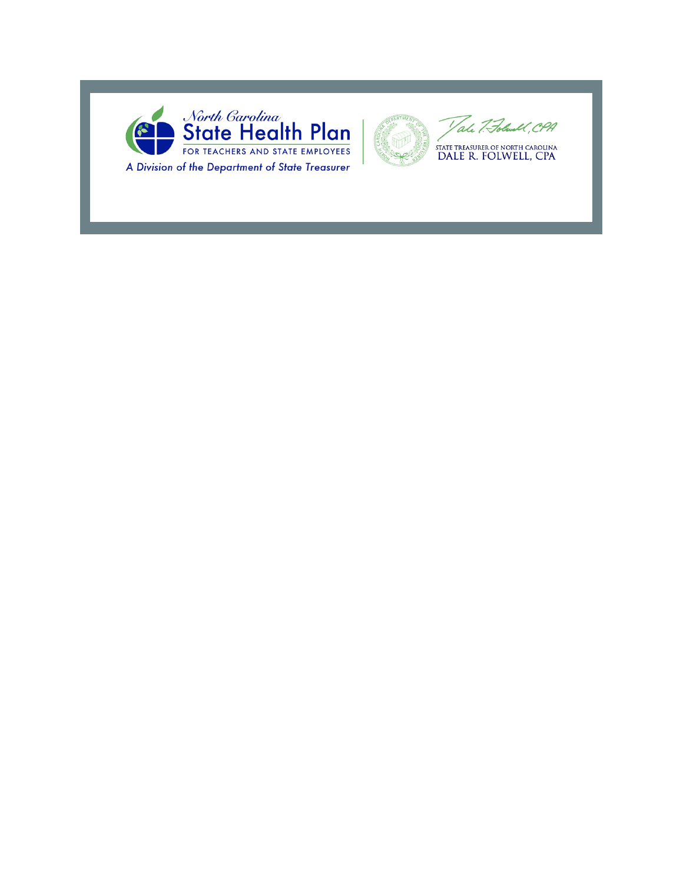North Carolina
State Health Plan
FOR TEACHERS AND STATE EMPLOYEES
A Division of the Department of State Treasurer

STATE TREASURER OF NORTH CAROLINA
DALE R. FOLWELL, CPA